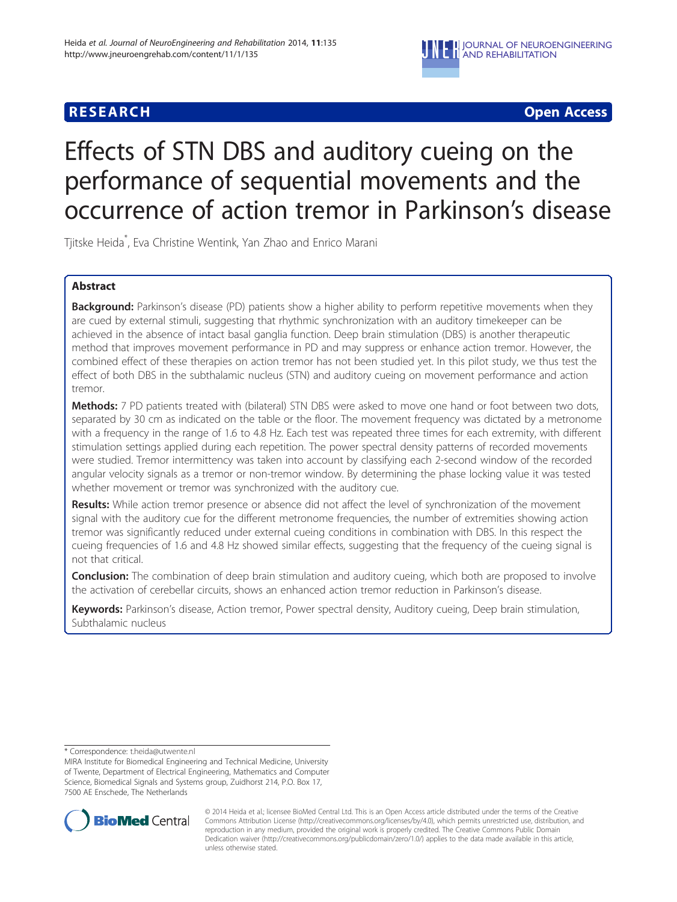**RESEARCH** **Open Access**

# Effects of STN DBS and auditory cueing on the performance of sequential movements and the occurrence of action tremor in Parkinson's disease

Tjitske Heida*, Eva Christine Wentink, Yan Zhao and Enrico Marani

## Abstract

**Background:** Parkinson's disease (PD) patients show a higher ability to perform repetitive movements when they are cued by external stimuli, suggesting that rhythmic synchronization with an auditory timekeeper can be achieved in the absence of intact basal ganglia function. Deep brain stimulation (DBS) is another therapeutic method that improves movement performance in PD and may suppress or enhance action tremor. However, the combined effect of these therapies on action tremor has not been studied yet. In this pilot study, we thus test the effect of both DBS in the subthalamic nucleus (STN) and auditory cueing on movement performance and action tremor.

**Methods:** 7 PD patients treated with (bilateral) STN DBS were asked to move one hand or foot between two dots, separated by 30 cm as indicated on the table or the floor. The movement frequency was dictated by a metronome with a frequency in the range of 1.6 to 4.8 Hz. Each test was repeated three times for each extremity, with different stimulation settings applied during each repetition. The power spectral density patterns of recorded movements were studied. Tremor intermittency was taken into account by classifying each 2-second window of the recorded angular velocity signals as a tremor or non-tremor window. By determining the phase locking value it was tested whether movement or tremor was synchronized with the auditory cue.

**Results:** While action tremor presence or absence did not affect the level of synchronization of the movement signal with the auditory cue for the different metronome frequencies, the number of extremities showing action tremor was significantly reduced under external cueing conditions in combination with DBS. In this respect the cueing frequencies of 1.6 and 4.8 Hz showed similar effects, suggesting that the frequency of the cueing signal is not that critical.

**Conclusion:** The combination of deep brain stimulation and auditory cueing, which both are proposed to involve the activation of cerebellar circuits, shows an enhanced action tremor reduction in Parkinson's disease.

**Keywords:** Parkinson's disease, Action tremor, Power spectral density, Auditory cueing, Deep brain stimulation, Subthalamic nucleus

---

* Correspondence: t.heida@utwente.nl
MIRA Institute for Biomedical Engineering and Technical Medicine, University of Twente, Department of Electrical Engineering, Mathematics and Computer Science, Biomedical Signals and Systems group, Zuidhorst 214, P.O. Box 17, 7500 AE Enschede, The Netherlands

© 2014 Heida et al.; licensee BioMed Central Ltd. This is an Open Access article distributed under the terms of the Creative Commons Attribution License (http://creativecommons.org/licenses/by/4.0), which permits unrestricted use, distribution, and reproduction in any medium, provided the original work is properly credited. The Creative Commons Public Domain Dedication waiver (http://creativecommons.org/publicdomain/zero/1.0/) applies to the data made available in this article, unless otherwise stated.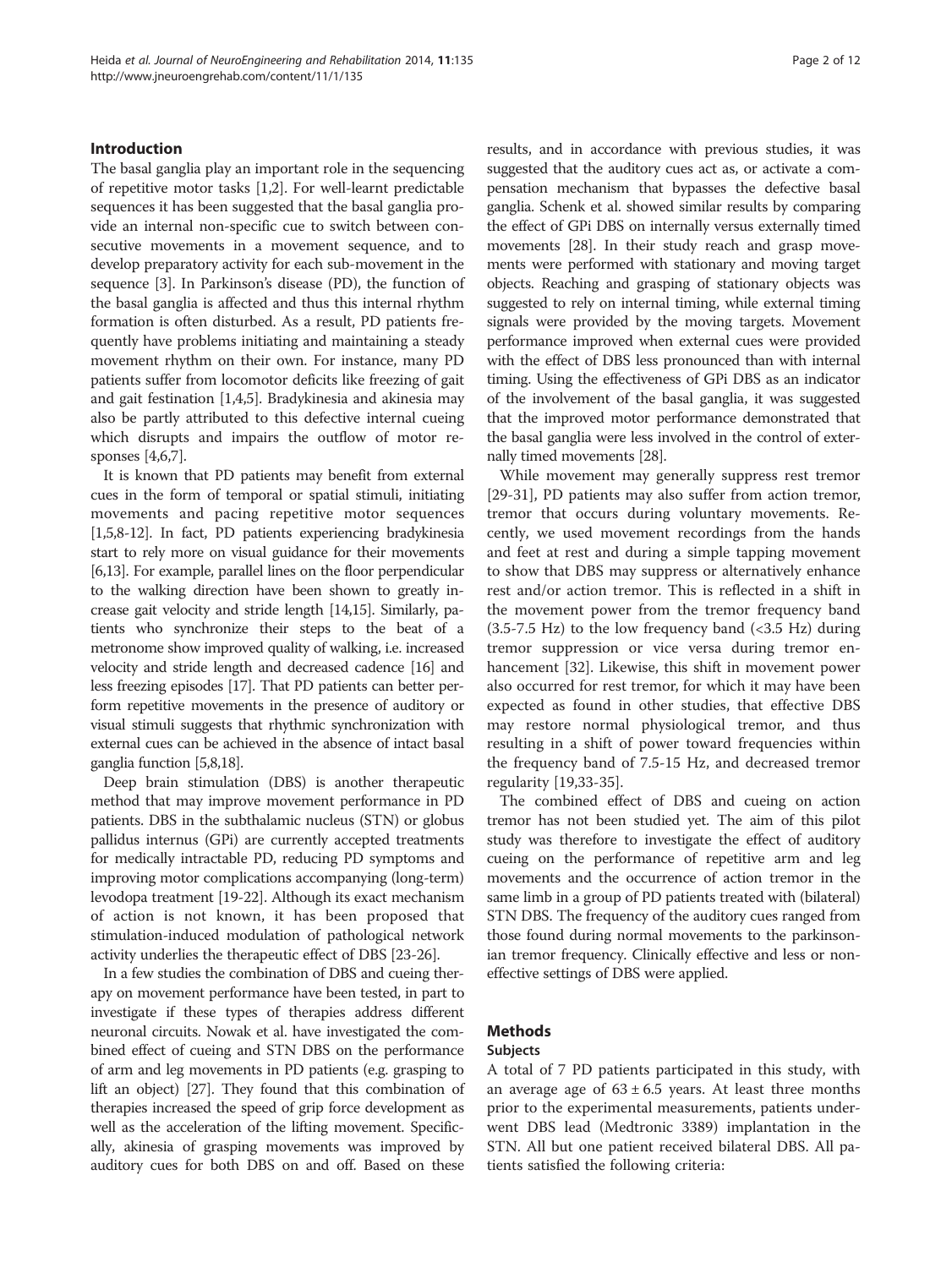## Introduction

The basal ganglia play an important role in the sequencing of repetitive motor tasks [1,2]. For well-learnt predictable sequences it has been suggested that the basal ganglia provide an internal non-specific cue to switch between consecutive movements in a movement sequence, and to develop preparatory activity for each sub-movement in the sequence [3]. In Parkinson's disease (PD), the function of the basal ganglia is affected and thus this internal rhythm formation is often disturbed. As a result, PD patients frequently have problems initiating and maintaining a steady movement rhythm on their own. For instance, many PD patients suffer from locomotor deficits like freezing of gait and gait festination [1,4,5]. Bradykinesia and akinesia may also be partly attributed to this defective internal cueing which disrupts and impairs the outflow of motor responses [4,6,7].

It is known that PD patients may benefit from external cues in the form of temporal or spatial stimuli, initiating movements and pacing repetitive motor sequences [1,5,8-12]. In fact, PD patients experiencing bradykinesia start to rely more on visual guidance for their movements [6,13]. For example, parallel lines on the floor perpendicular to the walking direction have been shown to greatly increase gait velocity and stride length [14,15]. Similarly, patients who synchronize their steps to the beat of a metronome show improved quality of walking, i.e. increased velocity and stride length and decreased cadence [16] and less freezing episodes [17]. That PD patients can better perform repetitive movements in the presence of auditory or visual stimuli suggests that rhythmic synchronization with external cues can be achieved in the absence of intact basal ganglia function [5,8,18].

Deep brain stimulation (DBS) is another therapeutic method that may improve movement performance in PD patients. DBS in the subthalamic nucleus (STN) or globus pallidus internus (GPi) are currently accepted treatments for medically intractable PD, reducing PD symptoms and improving motor complications accompanying (long-term) levodopa treatment [19-22]. Although its exact mechanism of action is not known, it has been proposed that stimulation-induced modulation of pathological network activity underlies the therapeutic effect of DBS [23-26].

In a few studies the combination of DBS and cueing therapy on movement performance have been tested, in part to investigate if these types of therapies address different neuronal circuits. Nowak et al. have investigated the combined effect of cueing and STN DBS on the performance of arm and leg movements in PD patients (e.g. grasping to lift an object) [27]. They found that this combination of therapies increased the speed of grip force development as well as the acceleration of the lifting movement. Specifically, akinesia of grasping movements was improved by auditory cues for both DBS on and off. Based on these results, and in accordance with previous studies, it was suggested that the auditory cues act as, or activate a compensation mechanism that bypasses the defective basal ganglia. Schenk et al. showed similar results by comparing the effect of GPi DBS on internally versus externally timed movements [28]. In their study reach and grasp movements were performed with stationary and moving target objects. Reaching and grasping of stationary objects was suggested to rely on internal timing, while external timing signals were provided by the moving targets. Movement performance improved when external cues were provided with the effect of DBS less pronounced than with internal timing. Using the effectiveness of GPi DBS as an indicator of the involvement of the basal ganglia, it was suggested that the improved motor performance demonstrated that the basal ganglia were less involved in the control of externally timed movements [28].

While movement may generally suppress rest tremor [29-31], PD patients may also suffer from action tremor, tremor that occurs during voluntary movements. Recently, we used movement recordings from the hands and feet at rest and during a simple tapping movement to show that DBS may suppress or alternatively enhance rest and/or action tremor. This is reflected in a shift in the movement power from the tremor frequency band (3.5-7.5 Hz) to the low frequency band (<3.5 Hz) during tremor suppression or vice versa during tremor enhancement [32]. Likewise, this shift in movement power also occurred for rest tremor, for which it may have been expected as found in other studies, that effective DBS may restore normal physiological tremor, and thus resulting in a shift of power toward frequencies within the frequency band of 7.5-15 Hz, and decreased tremor regularity [19,33-35].

The combined effect of DBS and cueing on action tremor has not been studied yet. The aim of this pilot study was therefore to investigate the effect of auditory cueing on the performance of repetitive arm and leg movements and the occurrence of action tremor in the same limb in a group of PD patients treated with (bilateral) STN DBS. The frequency of the auditory cues ranged from those found during normal movements to the parkinsonian tremor frequency. Clinically effective and less or non-effective settings of DBS were applied.

## Methods

### Subjects

A total of 7 PD patients participated in this study, with an average age of $63 \pm 6.5$ years. At least three months prior to the experimental measurements, patients underwent DBS lead (Medtronic 3389) implantation in the STN. All but one patient received bilateral DBS. All patients satisfied the following criteria: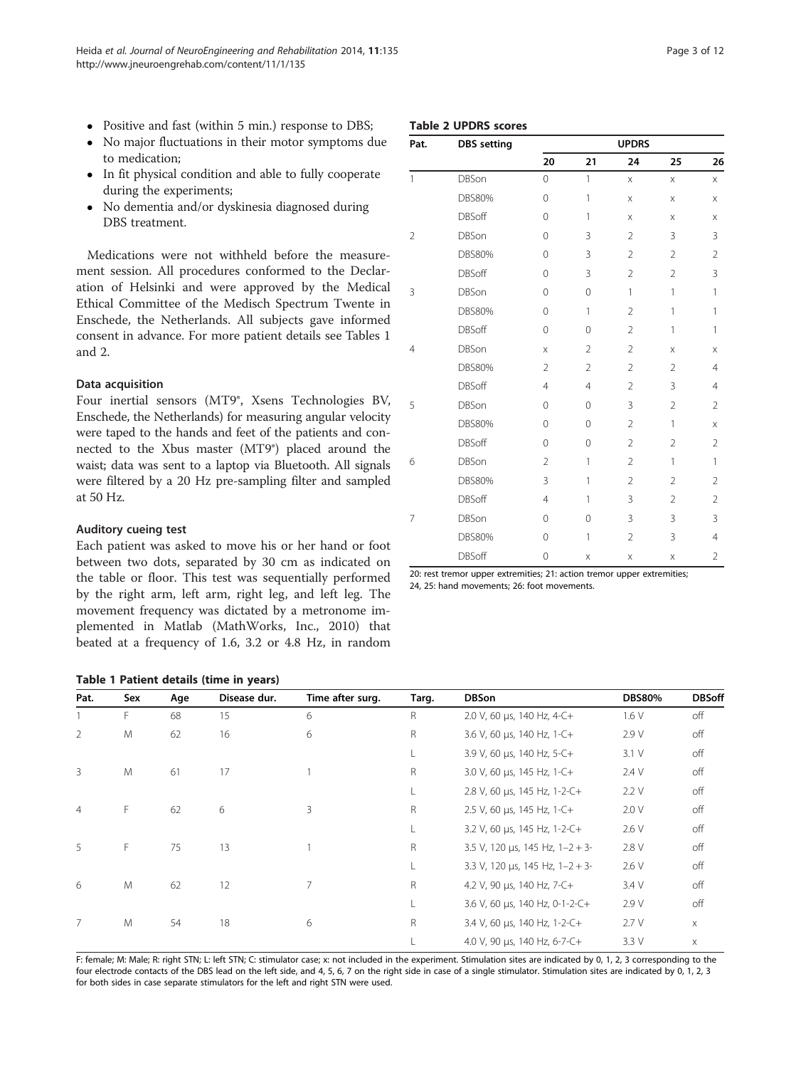- Positive and fast (within 5 min.) response to DBS;
- No major fluctuations in their motor symptoms due to medication;
- In fit physical condition and able to fully cooperate during the experiments;
- No dementia and/or dyskinesia diagnosed during DBS treatment.

Medications were not withheld before the measurement session. All procedures conformed to the Declaration of Helsinki and were approved by the Medical Ethical Committee of the Medisch Spectrum Twente in Enschede, the Netherlands. All subjects gave informed consent in advance. For more patient details see Tables 1 and 2.

### Data acquisition

Four inertial sensors (MT9®, Xsens Technologies BV, Enschede, the Netherlands) for measuring angular velocity were taped to the hands and feet of the patients and connected to the Xbus master (MT9®) placed around the waist; data was sent to a laptop via Bluetooth. All signals were filtered by a 20 Hz pre-sampling filter and sampled at 50 Hz.

### Auditory cueing test

Each patient was asked to move his or her hand or foot between two dots, separated by 30 cm as indicated on the table or floor. This test was sequentially performed by the right arm, left arm, right leg, and left leg. The movement frequency was dictated by a metronome implemented in Matlab (MathWorks, Inc., 2010) that beated at a frequency of 1.6, 3.2 or 4.8 Hz, in random

**Table 2 UPDRS scores**

| Pat. | DBS setting | UPDRS | | | | |
|---|---|---|---|---|---|---|
| | | 20 | 21 | 24 | 25 | 26 |
| 1 | DBSon | 0 | 1 | x | x | x |
| | DBS80% | 0 | 1 | x | x | x |
| | DBSoff | 0 | 1 | x | x | x |
| 2 | DBSon | 0 | 3 | 2 | 3 | 3 |
| | DBS80% | 0 | 3 | 2 | 2 | 2 |
| | DBSoff | 0 | 3 | 2 | 2 | 3 |
| 3 | DBSon | 0 | 0 | 1 | 1 | 1 |
| | DBS80% | 0 | 1 | 2 | 1 | 1 |
| | DBSoff | 0 | 0 | 2 | 1 | 1 |
| 4 | DBSon | x | 2 | 2 | x | x |
| | DBS80% | 2 | 2 | 2 | 2 | 4 |
| | DBSoff | 4 | 4 | 2 | 3 | 4 |
| 5 | DBSon | 0 | 0 | 3 | 2 | 2 |
| | DBS80% | 0 | 0 | 2 | 1 | x |
| | DBSoff | 0 | 0 | 2 | 2 | 2 |
| 6 | DBSon | 2 | 1 | 2 | 1 | 1 |
| | DBS80% | 3 | 1 | 2 | 2 | 2 |
| | DBSoff | 4 | 1 | 3 | 2 | 2 |
| 7 | DBSon | 0 | 0 | 3 | 3 | 3 |
| | DBS80% | 0 | 1 | 2 | 3 | 4 |
| | DBSoff | 0 | x | x | x | 2 |

20: rest tremor upper extremities; 21: action tremor upper extremities; 24, 25: hand movements; 26: foot movements.

**Table 1 Patient details (time in years)**

| Pat. | Sex | Age | Disease dur. | Time after surg. | Targ. | DBSon | DBS80% | DBSoff |
|---|---|---|---|---|---|---|---|---|
| 1 | F | 68 | 15 | 6 | R | 2.0 V, 60 μs, 140 Hz, 4-C+ | 1.6 V | off |
| 2 | M | 62 | 16 | 6 | R | 3.6 V, 60 μs, 140 Hz, 1-C+ | 2.9 V | off |
| | | | | | L | 3.9 V, 60 μs, 140 Hz, 5-C+ | 3.1 V | off |
| 3 | M | 61 | 17 | 1 | R | 3.0 V, 60 μs, 145 Hz, 1-C+ | 2.4 V | off |
| | | | | | L | 2.8 V, 60 μs, 145 Hz, 1-2-C+ | 2.2 V | off |
| 4 | F | 62 | 6 | 3 | R | 2.5 V, 60 μs, 145 Hz, 1-C+ | 2.0 V | off |
| | | | | | L | 3.2 V, 60 μs, 145 Hz, 1-2-C+ | 2.6 V | off |
| 5 | F | 75 | 13 | 1 | R | 3.5 V, 120 μs, 145 Hz, 1−2 + 3- | 2.8 V | off |
| | | | | | L | 3.3 V, 120 μs, 145 Hz, 1−2 + 3- | 2.6 V | off |
| 6 | M | 62 | 12 | 7 | R | 4.2 V, 90 μs, 140 Hz, 7-C+ | 3.4 V | off |
| | | | | | L | 3.6 V, 60 μs, 140 Hz, 0-1-2-C+ | 2.9 V | off |
| 7 | M | 54 | 18 | 6 | R | 3.4 V, 60 μs, 140 Hz, 1-2-C+ | 2.7 V | x |
| | | | | | L | 4.0 V, 90 μs, 140 Hz, 6-7-C+ | 3.3 V | x |

F: female; M: Male; R: right STN; L: left STN; C: stimulator case; x: not included in the experiment. Stimulation sites are indicated by 0, 1, 2, 3 corresponding to the four electrode contacts of the DBS lead on the left side, and 4, 5, 6, 7 on the right side in case of a single stimulator. Stimulation sites are indicated by 0, 1, 2, 3 for both sides in case separate stimulators for the left and right STN were used.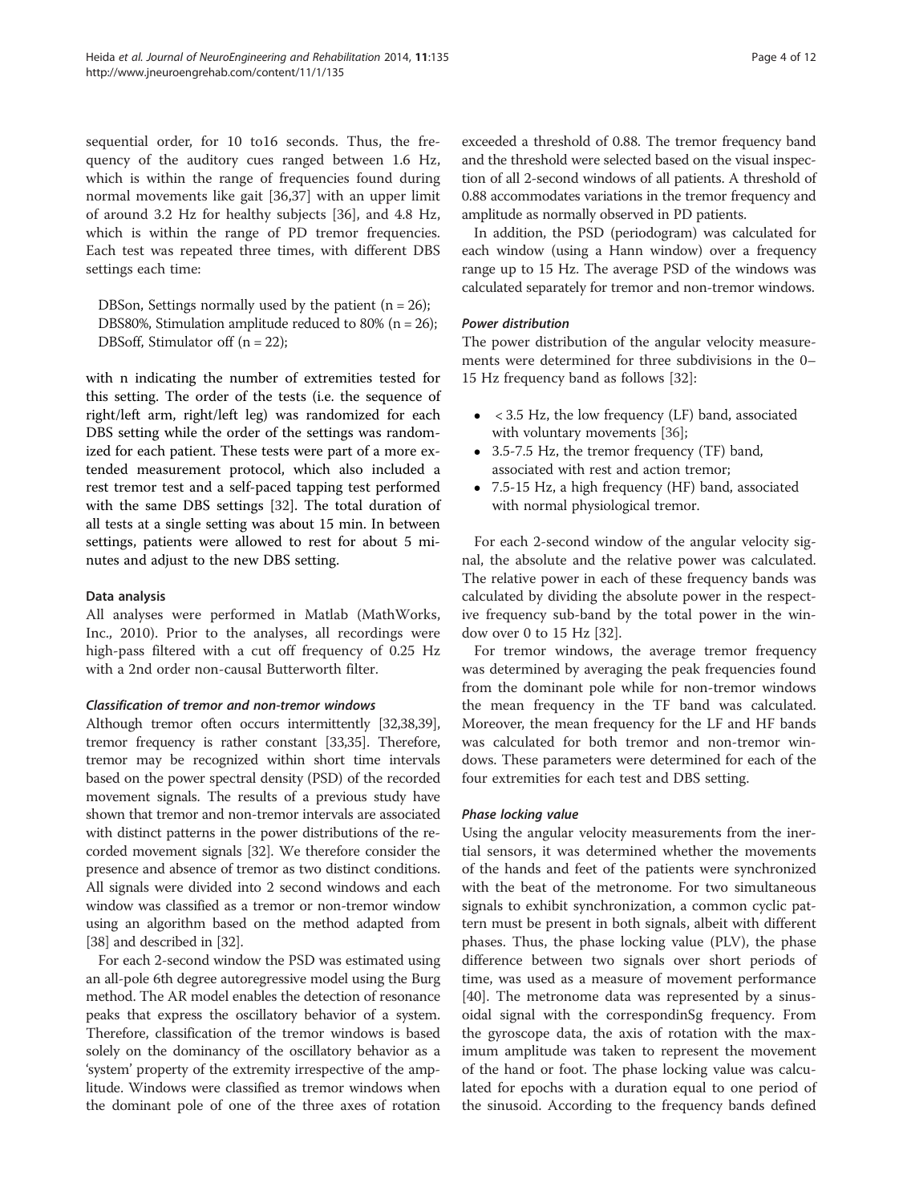sequential order, for 10 to16 seconds. Thus, the frequency of the auditory cues ranged between 1.6 Hz, which is within the range of frequencies found during normal movements like gait [36,37] with an upper limit of around 3.2 Hz for healthy subjects [36], and 4.8 Hz, which is within the range of PD tremor frequencies. Each test was repeated three times, with different DBS settings each time:

DBSon, Settings normally used by the patient (n = 26);
DBS80%, Stimulation amplitude reduced to 80% (n = 26);
DBSoff, Stimulator off (n = 22);

with n indicating the number of extremities tested for this setting. The order of the tests (i.e. the sequence of right/left arm, right/left leg) was randomized for each DBS setting while the order of the settings was randomized for each patient. These tests were part of a more extended measurement protocol, which also included a rest tremor test and a self-paced tapping test performed with the same DBS settings [32]. The total duration of all tests at a single setting was about 15 min. In between settings, patients were allowed to rest for about 5 minutes and adjust to the new DBS setting.

### Data analysis

All analyses were performed in Matlab (MathWorks, Inc., 2010). Prior to the analyses, all recordings were high-pass filtered with a cut off frequency of 0.25 Hz with a 2nd order non-causal Butterworth filter.

#### *Classification of tremor and non-tremor windows*

Although tremor often occurs intermittently [32,38,39], tremor frequency is rather constant [33,35]. Therefore, tremor may be recognized within short time intervals based on the power spectral density (PSD) of the recorded movement signals. The results of a previous study have shown that tremor and non-tremor intervals are associated with distinct patterns in the power distributions of the recorded movement signals [32]. We therefore consider the presence and absence of tremor as two distinct conditions. All signals were divided into 2 second windows and each window was classified as a tremor or non-tremor window using an algorithm based on the method adapted from [38] and described in [32].

For each 2-second window the PSD was estimated using an all-pole 6th degree autoregressive model using the Burg method. The AR model enables the detection of resonance peaks that express the oscillatory behavior of a system. Therefore, classification of the tremor windows is based solely on the dominancy of the oscillatory behavior as a 'system' property of the extremity irrespective of the amplitude. Windows were classified as tremor windows when the dominant pole of one of the three axes of rotation exceeded a threshold of 0.88. The tremor frequency band and the threshold were selected based on the visual inspection of all 2-second windows of all patients. A threshold of 0.88 accommodates variations in the tremor frequency and amplitude as normally observed in PD patients.

In addition, the PSD (periodogram) was calculated for each window (using a Hann window) over a frequency range up to 15 Hz. The average PSD of the windows was calculated separately for tremor and non-tremor windows.

#### *Power distribution*

The power distribution of the angular velocity measurements were determined for three subdivisions in the 0–15 Hz frequency band as follows [32]:

- < 3.5 Hz, the low frequency (LF) band, associated with voluntary movements [36];
- 3.5-7.5 Hz, the tremor frequency (TF) band, associated with rest and action tremor;
- 7.5-15 Hz, a high frequency (HF) band, associated with normal physiological tremor.

For each 2-second window of the angular velocity signal, the absolute and the relative power was calculated. The relative power in each of these frequency bands was calculated by dividing the absolute power in the respective frequency sub-band by the total power in the window over 0 to 15 Hz [32].

For tremor windows, the average tremor frequency was determined by averaging the peak frequencies found from the dominant pole while for non-tremor windows the mean frequency in the TF band was calculated. Moreover, the mean frequency for the LF and HF bands was calculated for both tremor and non-tremor windows. These parameters were determined for each of the four extremities for each test and DBS setting.

#### *Phase locking value*

Using the angular velocity measurements from the inertial sensors, it was determined whether the movements of the hands and feet of the patients were synchronized with the beat of the metronome. For two simultaneous signals to exhibit synchronization, a common cyclic pattern must be present in both signals, albeit with different phases. Thus, the phase locking value (PLV), the phase difference between two signals over short periods of time, was used as a measure of movement performance [40]. The metronome data was represented by a sinusoidal signal with the correspondinSg frequency. From the gyroscope data, the axis of rotation with the maximum amplitude was taken to represent the movement of the hand or foot. The phase locking value was calculated for epochs with a duration equal to one period of the sinusoid. According to the frequency bands defined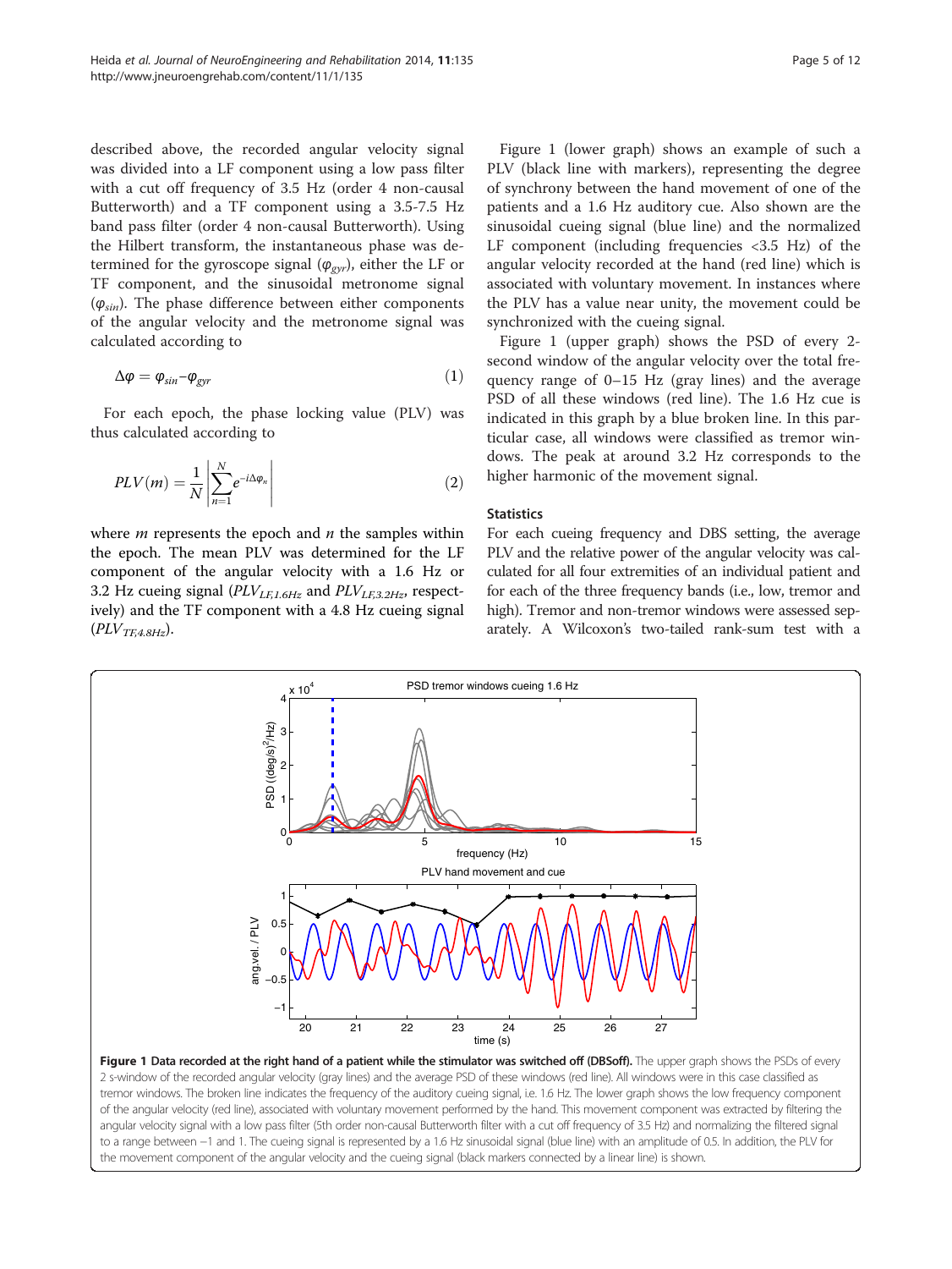described above, the recorded angular velocity signal was divided into a LF component using a low pass filter with a cut off frequency of 3.5 Hz (order 4 non-causal Butterworth) and a TF component using a 3.5-7.5 Hz band pass filter (order 4 non-causal Butterworth). Using the Hilbert transform, the instantaneous phase was determined for the gyroscope signal ($\varphi_{gyr}$), either the LF or TF component, and the sinusoidal metronome signal ($\varphi_{sin}$). The phase difference between either components of the angular velocity and the metronome signal was calculated according to

$$\Delta\varphi = \varphi_{sin} - \varphi_{gyr} \tag{1}$$

For each epoch, the phase locking value (PLV) was thus calculated according to

$$PLV(m) = \frac{1}{N}\left|\sum_{n=1}^{N} e^{-i\Delta\varphi_n}\right| \tag{2}$$

where $m$ represents the epoch and $n$ the samples within the epoch. The mean PLV was determined for the LF component of the angular velocity with a 1.6 Hz or 3.2 Hz cueing signal ($PLV_{LF,1.6Hz}$ and $PLV_{LF,3.2Hz}$, respectively) and the TF component with a 4.8 Hz cueing signal ($PLV_{TF,4.8Hz}$).

Figure 1 (lower graph) shows an example of such a PLV (black line with markers), representing the degree of synchrony between the hand movement of one of the patients and a 1.6 Hz auditory cue. Also shown are the sinusoidal cueing signal (blue line) and the normalized LF component (including frequencies <3.5 Hz) of the angular velocity recorded at the hand (red line) which is associated with voluntary movement. In instances where the PLV has a value near unity, the movement could be synchronized with the cueing signal.

Figure 1 (upper graph) shows the PSD of every 2-second window of the angular velocity over the total frequency range of 0–15 Hz (gray lines) and the average PSD of all these windows (red line). The 1.6 Hz cue is indicated in this graph by a blue broken line. In this particular case, all windows were classified as tremor windows. The peak at around 3.2 Hz corresponds to the higher harmonic of the movement signal.

### Statistics

For each cueing frequency and DBS setting, the average PLV and the relative power of the angular velocity was calculated for all four extremities of an individual patient and for each of the three frequency bands (i.e., low, tremor and high). Tremor and non-tremor windows were assessed separately. A Wilcoxon's two-tailed rank-sum test with a

**Figure 1 Data recorded at the right hand of a patient while the stimulator was switched off (DBSoff).** The upper graph shows the PSDs of every 2 s-window of the recorded angular velocity (gray lines) and the average PSD of these windows (red line). All windows were in this case classified as tremor windows. The broken line indicates the frequency of the auditory cueing signal, i.e. 1.6 Hz. The lower graph shows the low frequency component of the angular velocity (red line), associated with voluntary movement performed by the hand. This movement component was extracted by filtering the angular velocity signal with a low pass filter (5th order non-causal Butterworth filter with a cut off frequency of 3.5 Hz) and normalizing the filtered signal to a range between −1 and 1. The cueing signal is represented by a 1.6 Hz sinusoidal signal (blue line) with an amplitude of 0.5. In addition, the PLV for the movement component of the angular velocity and the cueing signal (black markers connected by a linear line) is shown.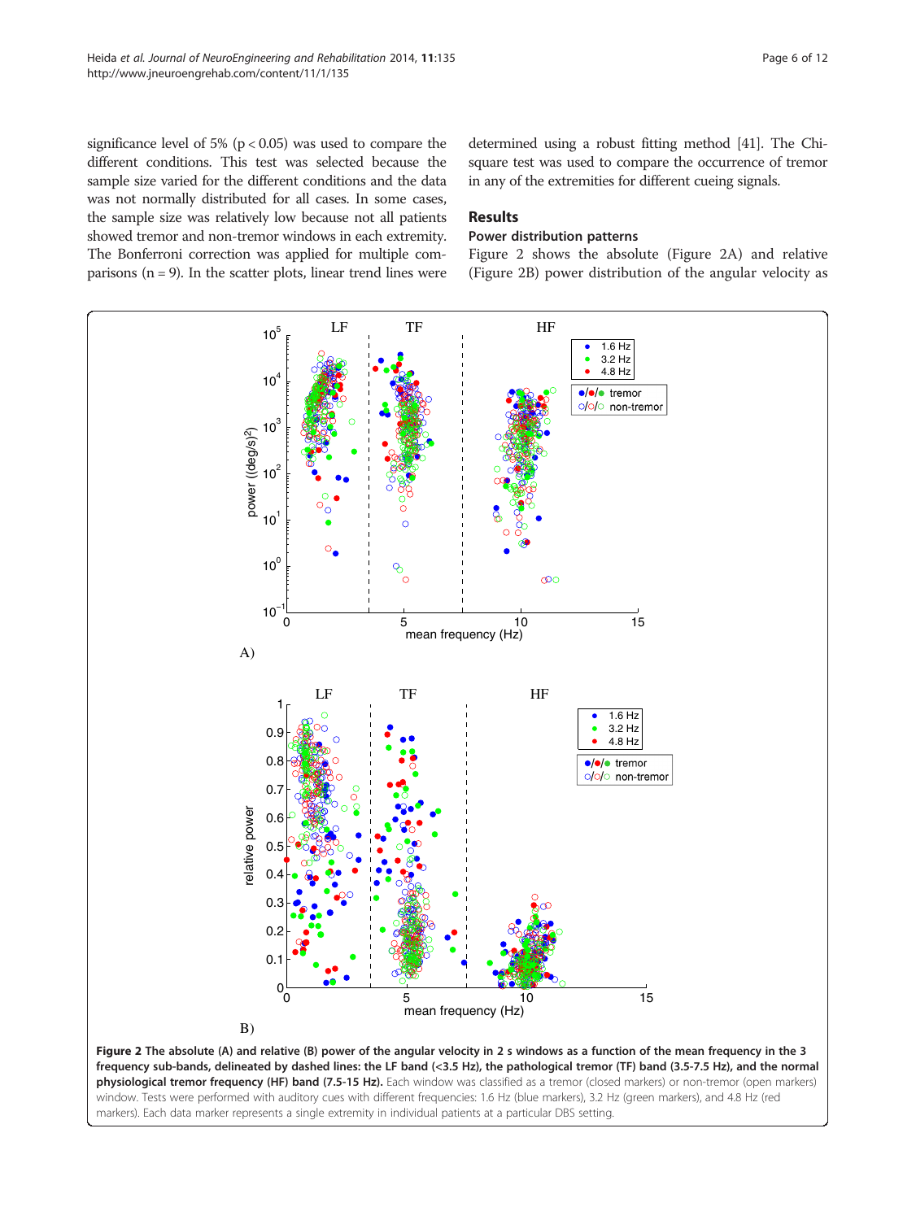significance level of 5% ($p < 0.05$) was used to compare the different conditions. This test was selected because the sample size varied for the different conditions and the data was not normally distributed for all cases. In some cases, the sample size was relatively low because not all patients showed tremor and non-tremor windows in each extremity. The Bonferroni correction was applied for multiple comparisons ($n = 9$). In the scatter plots, linear trend lines were determined using a robust fitting method [41]. The Chi-square test was used to compare the occurrence of tremor in any of the extremities for different cueing signals.

## Results

### Power distribution patterns

Figure 2 shows the absolute (Figure 2A) and relative (Figure 2B) power distribution of the angular velocity as

**Figure 2 The absolute (A) and relative (B) power of the angular velocity in 2 s windows as a function of the mean frequency in the 3 frequency sub-bands, delineated by dashed lines: the LF band (<3.5 Hz), the pathological tremor (TF) band (3.5-7.5 Hz), and the normal physiological tremor frequency (HF) band (7.5-15 Hz).** Each window was classified as a tremor (closed markers) or non-tremor (open markers) window. Tests were performed with auditory cues with different frequencies: 1.6 Hz (blue markers), 3.2 Hz (green markers), and 4.8 Hz (red markers). Each data marker represents a single extremity in individual patients at a particular DBS setting.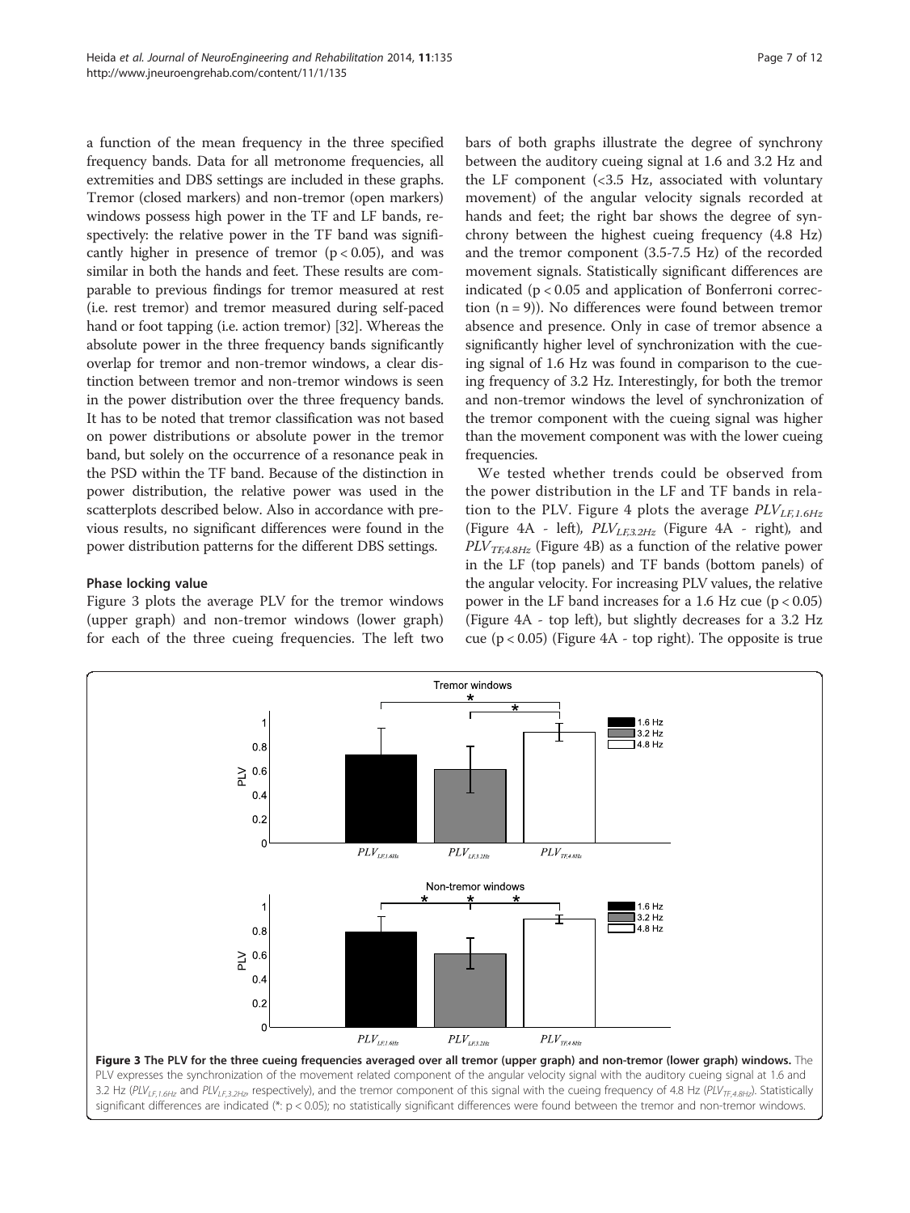a function of the mean frequency in the three specified frequency bands. Data for all metronome frequencies, all extremities and DBS settings are included in these graphs. Tremor (closed markers) and non-tremor (open markers) windows possess high power in the TF and LF bands, respectively: the relative power in the TF band was significantly higher in presence of tremor ($p < 0.05$), and was similar in both the hands and feet. These results are comparable to previous findings for tremor measured at rest (i.e. rest tremor) and tremor measured during self-paced hand or foot tapping (i.e. action tremor) [32]. Whereas the absolute power in the three frequency bands significantly overlap for tremor and non-tremor windows, a clear distinction between tremor and non-tremor windows is seen in the power distribution over the three frequency bands. It has to be noted that tremor classification was not based on power distributions or absolute power in the tremor band, but solely on the occurrence of a resonance peak in the PSD within the TF band. Because of the distinction in power distribution, the relative power was used in the scatterplots described below. Also in accordance with previous results, no significant differences were found in the power distribution patterns for the different DBS settings.

### Phase locking value

Figure 3 plots the average PLV for the tremor windows (upper graph) and non-tremor windows (lower graph) for each of the three cueing frequencies. The left two bars of both graphs illustrate the degree of synchrony between the auditory cueing signal at 1.6 and 3.2 Hz and the LF component (<3.5 Hz, associated with voluntary movement) of the angular velocity signals recorded at hands and feet; the right bar shows the degree of synchrony between the highest cueing frequency (4.8 Hz) and the tremor component (3.5-7.5 Hz) of the recorded movement signals. Statistically significant differences are indicated ($p < 0.05$ and application of Bonferroni correction ($n = 9$)). No differences were found between tremor absence and presence. Only in case of tremor absence a significantly higher level of synchronization with the cueing signal of 1.6 Hz was found in comparison to the cueing frequency of 3.2 Hz. Interestingly, for both the tremor and non-tremor windows the level of synchronization of the tremor component with the cueing signal was higher than the movement component was with the lower cueing frequencies.

We tested whether trends could be observed from the power distribution in the LF and TF bands in relation to the PLV. Figure 4 plots the average $PLV_{LF,1.6Hz}$ (Figure 4A - left), $PLV_{LF,3.2Hz}$ (Figure 4A - right), and $PLV_{TF,4.8Hz}$ (Figure 4B) as a function of the relative power in the LF (top panels) and TF bands (bottom panels) of the angular velocity. For increasing PLV values, the relative power in the LF band increases for a 1.6 Hz cue ($p < 0.05$) (Figure 4A - top left), but slightly decreases for a 3.2 Hz cue ($p < 0.05$) (Figure 4A - top right). The opposite is true

**Figure 3 The PLV for the three cueing frequencies averaged over all tremor (upper graph) and non-tremor (lower graph) windows.** The PLV expresses the synchronization of the movement related component of the angular velocity signal with the auditory cueing signal at 1.6 and 3.2 Hz ($PLV_{LF,1.6Hz}$ and $PLV_{LF,3.2Hz}$, respectively), and the tremor component of this signal with the cueing frequency of 4.8 Hz ($PLV_{TF,4.8Hz}$). Statistically significant differences are indicated (*: $p < 0.05$); no statistically significant differences were found between the tremor and non-tremor windows.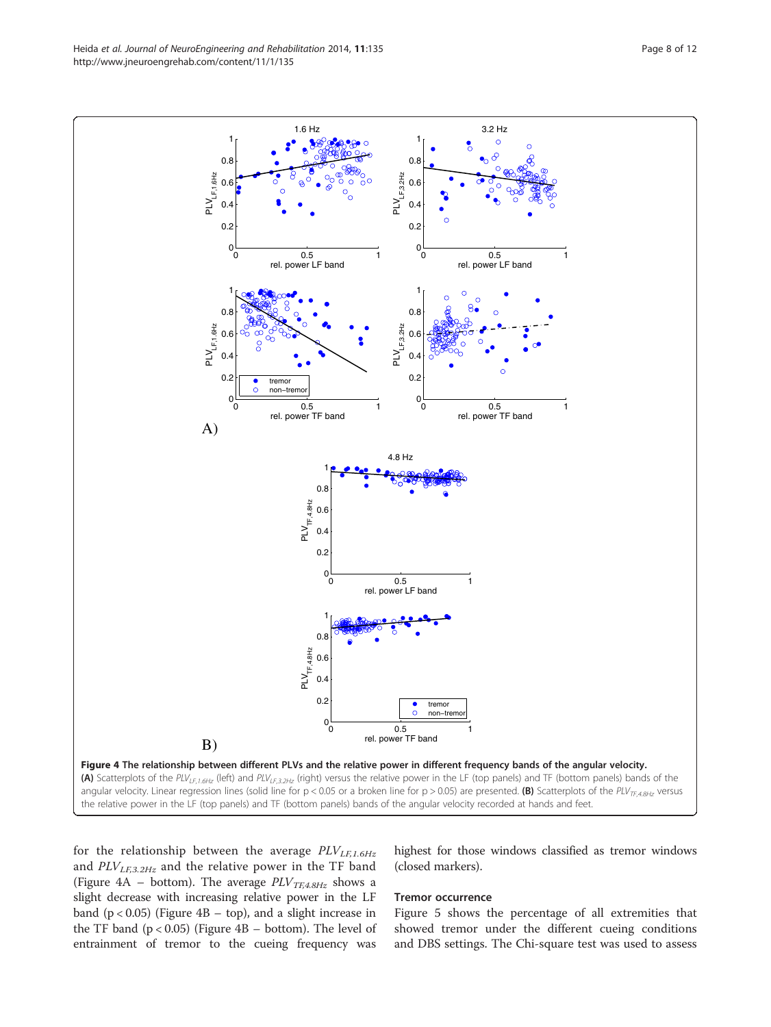**Figure 4 The relationship between different PLVs and the relative power in different frequency bands of the angular velocity.** **(A)** Scatterplots of the $PLV_{LF,1.6Hz}$ (left) and $PLV_{LF,3.2Hz}$ (right) versus the relative power in the LF (top panels) and TF (bottom panels) bands of the angular velocity. Linear regression lines (solid line for $p < 0.05$ or a broken line for $p > 0.05$) are presented. **(B)** Scatterplots of the $PLV_{TF,4.8Hz}$ versus the relative power in the LF (top panels) and TF (bottom panels) bands of the angular velocity recorded at hands and feet.

for the relationship between the average $PLV_{LF,1.6Hz}$ and $PLV_{LF,3.2Hz}$ and the relative power in the TF band (Figure 4A – bottom). The average $PLV_{TF,4.8Hz}$ shows a slight decrease with increasing relative power in the LF band ($p < 0.05$) (Figure 4B – top), and a slight increase in the TF band ($p < 0.05$) (Figure 4B – bottom). The level of entrainment of tremor to the cueing frequency was highest for those windows classified as tremor windows (closed markers).

### Tremor occurrence

Figure 5 shows the percentage of all extremities that showed tremor under the different cueing conditions and DBS settings. The Chi-square test was used to assess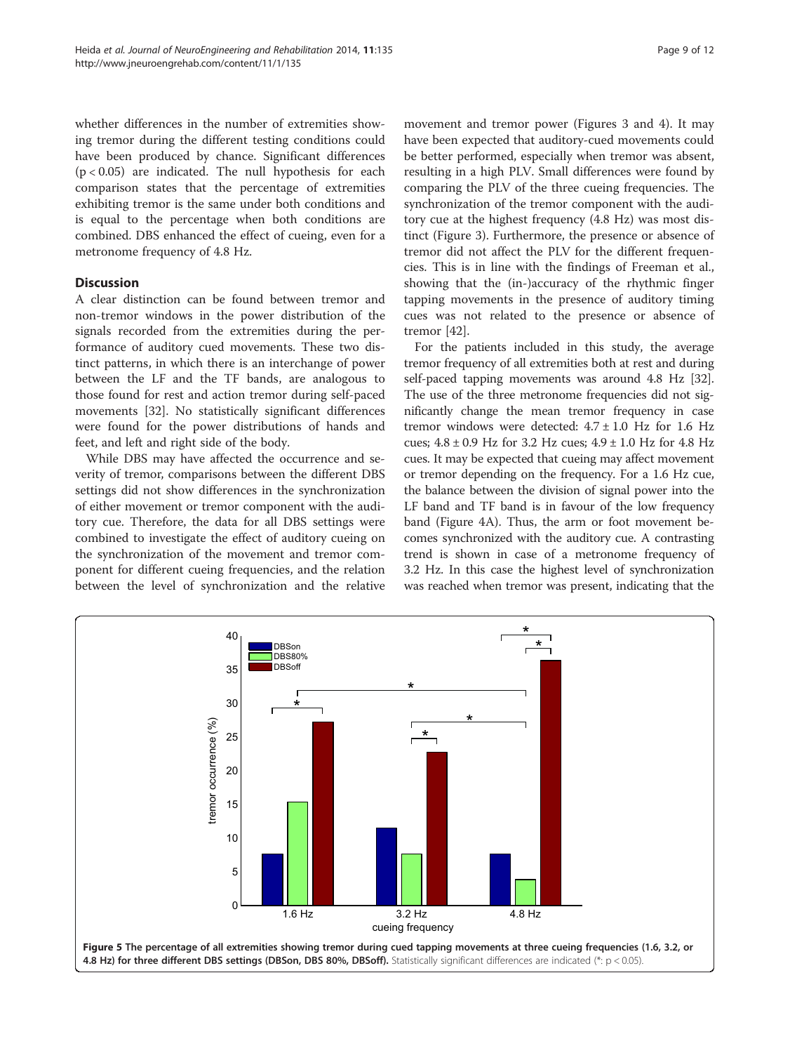whether differences in the number of extremities showing tremor during the different testing conditions could have been produced by chance. Significant differences ($p < 0.05$) are indicated. The null hypothesis for each comparison states that the percentage of extremities exhibiting tremor is the same under both conditions and is equal to the percentage when both conditions are combined. DBS enhanced the effect of cueing, even for a metronome frequency of 4.8 Hz.

## Discussion

A clear distinction can be found between tremor and non-tremor windows in the power distribution of the signals recorded from the extremities during the performance of auditory cued movements. These two distinct patterns, in which there is an interchange of power between the LF and the TF bands, are analogous to those found for rest and action tremor during self-paced movements [32]. No statistically significant differences were found for the power distributions of hands and feet, and left and right side of the body.

While DBS may have affected the occurrence and severity of tremor, comparisons between the different DBS settings did not show differences in the synchronization of either movement or tremor component with the auditory cue. Therefore, the data for all DBS settings were combined to investigate the effect of auditory cueing on the synchronization of the movement and tremor component for different cueing frequencies, and the relation between the level of synchronization and the relative movement and tremor power (Figures 3 and 4). It may have been expected that auditory-cued movements could be better performed, especially when tremor was absent, resulting in a high PLV. Small differences were found by comparing the PLV of the three cueing frequencies. The synchronization of the tremor component with the auditory cue at the highest frequency (4.8 Hz) was most distinct (Figure 3). Furthermore, the presence or absence of tremor did not affect the PLV for the different frequencies. This is in line with the findings of Freeman et al., showing that the (in-)accuracy of the rhythmic finger tapping movements in the presence of auditory timing cues was not related to the presence or absence of tremor [42].

For the patients included in this study, the average tremor frequency of all extremities both at rest and during self-paced tapping movements was around 4.8 Hz [32]. The use of the three metronome frequencies did not significantly change the mean tremor frequency in case tremor windows were detected: $4.7 \pm 1.0$ Hz for 1.6 Hz cues; $4.8 \pm 0.9$ Hz for 3.2 Hz cues; $4.9 \pm 1.0$ Hz for 4.8 Hz cues. It may be expected that cueing may affect movement or tremor depending on the frequency. For a 1.6 Hz cue, the balance between the division of signal power into the LF band and TF band is in favour of the low frequency band (Figure 4A). Thus, the arm or foot movement becomes synchronized with the auditory cue. A contrasting trend is shown in case of a metronome frequency of 3.2 Hz. In this case the highest level of synchronization was reached when tremor was present, indicating that the

**Figure 5 The percentage of all extremities showing tremor during cued tapping movements at three cueing frequencies (1.6, 3.2, or 4.8 Hz) for three different DBS settings (DBSon, DBS 80%, DBSoff).** Statistically significant differences are indicated (*: $p < 0.05$).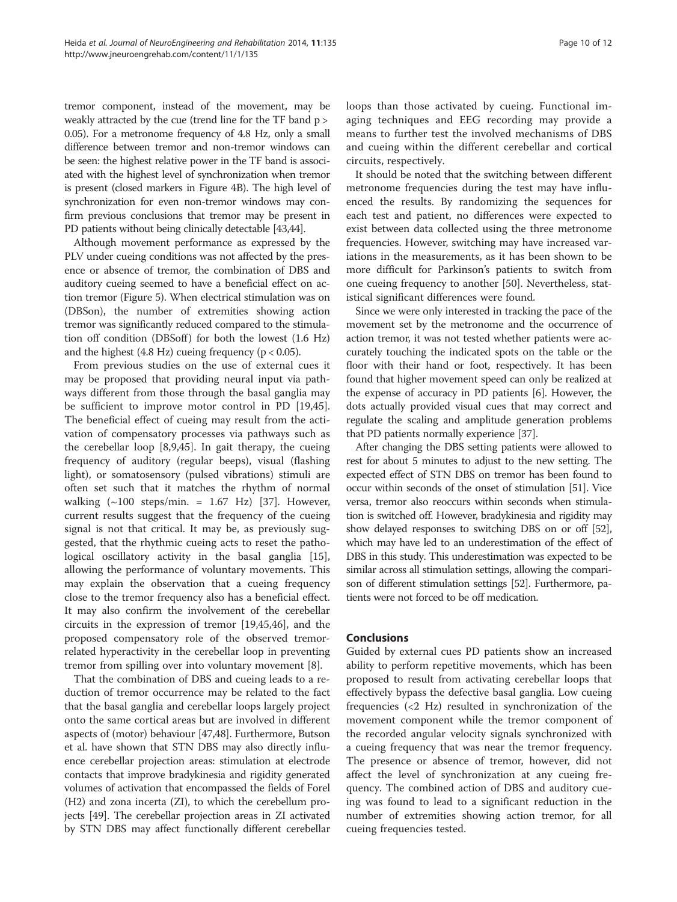tremor component, instead of the movement, may be weakly attracted by the cue (trend line for the TF band $p > 0.05$). For a metronome frequency of 4.8 Hz, only a small difference between tremor and non-tremor windows can be seen: the highest relative power in the TF band is associated with the highest level of synchronization when tremor is present (closed markers in Figure 4B). The high level of synchronization for even non-tremor windows may confirm previous conclusions that tremor may be present in PD patients without being clinically detectable [43,44].

Although movement performance as expressed by the PLV under cueing conditions was not affected by the presence or absence of tremor, the combination of DBS and auditory cueing seemed to have a beneficial effect on action tremor (Figure 5). When electrical stimulation was on (DBSon), the number of extremities showing action tremor was significantly reduced compared to the stimulation off condition (DBSoff) for both the lowest (1.6 Hz) and the highest (4.8 Hz) cueing frequency ($p < 0.05$).

From previous studies on the use of external cues it may be proposed that providing neural input via pathways different from those through the basal ganglia may be sufficient to improve motor control in PD [19,45]. The beneficial effect of cueing may result from the activation of compensatory processes via pathways such as the cerebellar loop [8,9,45]. In gait therapy, the cueing frequency of auditory (regular beeps), visual (flashing light), or somatosensory (pulsed vibrations) stimuli are often set such that it matches the rhythm of normal walking (~100 steps/min. = 1.67 Hz) [37]. However, current results suggest that the frequency of the cueing signal is not that critical. It may be, as previously suggested, that the rhythmic cueing acts to reset the pathological oscillatory activity in the basal ganglia [15], allowing the performance of voluntary movements. This may explain the observation that a cueing frequency close to the tremor frequency also has a beneficial effect. It may also confirm the involvement of the cerebellar circuits in the expression of tremor [19,45,46], and the proposed compensatory role of the observed tremor-related hyperactivity in the cerebellar loop in preventing tremor from spilling over into voluntary movement [8].

That the combination of DBS and cueing leads to a reduction of tremor occurrence may be related to the fact that the basal ganglia and cerebellar loops largely project onto the same cortical areas but are involved in different aspects of (motor) behaviour [47,48]. Furthermore, Butson et al. have shown that STN DBS may also directly influence cerebellar projection areas: stimulation at electrode contacts that improve bradykinesia and rigidity generated volumes of activation that encompassed the fields of Forel (H2) and zona incerta (ZI), to which the cerebellum projects [49]. The cerebellar projection areas in ZI activated by STN DBS may affect functionally different cerebellar loops than those activated by cueing. Functional imaging techniques and EEG recording may provide a means to further test the involved mechanisms of DBS and cueing within the different cerebellar and cortical circuits, respectively.

It should be noted that the switching between different metronome frequencies during the test may have influenced the results. By randomizing the sequences for each test and patient, no differences were expected to exist between data collected using the three metronome frequencies. However, switching may have increased variations in the measurements, as it has been shown to be more difficult for Parkinson's patients to switch from one cueing frequency to another [50]. Nevertheless, statistical significant differences were found.

Since we were only interested in tracking the pace of the movement set by the metronome and the occurrence of action tremor, it was not tested whether patients were accurately touching the indicated spots on the table or the floor with their hand or foot, respectively. It has been found that higher movement speed can only be realized at the expense of accuracy in PD patients [6]. However, the dots actually provided visual cues that may correct and regulate the scaling and amplitude generation problems that PD patients normally experience [37].

After changing the DBS setting patients were allowed to rest for about 5 minutes to adjust to the new setting. The expected effect of STN DBS on tremor has been found to occur within seconds of the onset of stimulation [51]. Vice versa, tremor also reoccurs within seconds when stimulation is switched off. However, bradykinesia and rigidity may show delayed responses to switching DBS on or off [52], which may have led to an underestimation of the effect of DBS in this study. This underestimation was expected to be similar across all stimulation settings, allowing the comparison of different stimulation settings [52]. Furthermore, patients were not forced to be off medication.

## Conclusions

Guided by external cues PD patients show an increased ability to perform repetitive movements, which has been proposed to result from activating cerebellar loops that effectively bypass the defective basal ganglia. Low cueing frequencies (<2 Hz) resulted in synchronization of the movement component while the tremor component of the recorded angular velocity signals synchronized with a cueing frequency that was near the tremor frequency. The presence or absence of tremor, however, did not affect the level of synchronization at any cueing frequency. The combined action of DBS and auditory cueing was found to lead to a significant reduction in the number of extremities showing action tremor, for all cueing frequencies tested.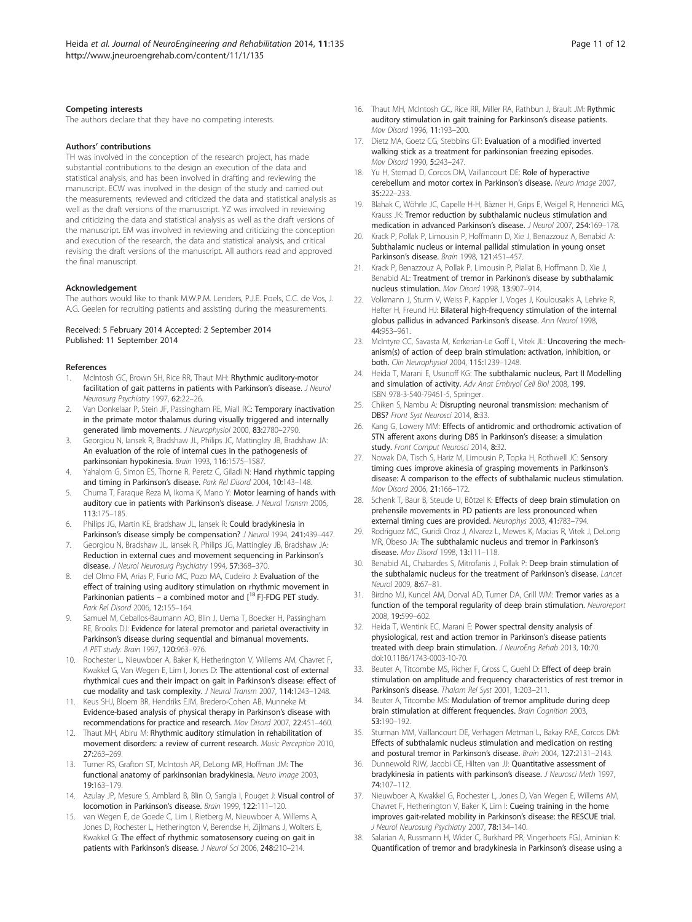### Competing interests

The authors declare that they have no competing interests.

### Authors' contributions

TH was involved in the conception of the research project, has made substantial contributions to the design an execution of the data and statistical analysis, and has been involved in drafting and reviewing the manuscript. ECW was involved in the design of the study and carried out the measurements, reviewed and criticized the data and statistical analysis as well as the draft versions of the manuscript. YZ was involved in reviewing and criticizing the data and statistical analysis as well as the draft versions of the manuscript. EM was involved in reviewing and criticizing the conception and execution of the research, the data and statistical analysis, and critical revising the draft versions of the manuscript. All authors read and approved the final manuscript.

### Acknowledgement

The authors would like to thank M.W.P.M. Lenders, P.J.E. Poels, C.C. de Vos, J. A.G. Geelen for recruiting patients and assisting during the measurements.

Received: 5 February 2014 Accepted: 2 September 2014
Published: 11 September 2014

### References

1. McIntosh GC, Brown SH, Rice RR, Thaut MH: **Rhythmic auditory-motor facilitation of gait patterns in patients with Parkinson's disease.** *J Neurol Neurosurg Psychiatry* 1997, **62:**22–26.
2. Van Donkelaar P, Stein JF, Passingham RE, Miall RC: **Temporary inactivation in the primate motor thalamus during visually triggered and internally generated limb movements.** *J Neurophysiol* 2000, **83:**2780–2790.
3. Georgiou N, Iansek R, Bradshaw JL, Philips JC, Mattingley JB, Bradshaw JA: **An evaluation of the role of internal cues in the pathogenesis of parkinsonian hypokinesia.** *Brain* 1993, **116:**1575–1587.
4. Yahalom G, Simon ES, Thorne R, Peretz C, Giladi N: **Hand rhythmic tapping and timing in Parkinson's disease.** *Park Rel Disord* 2004, **10:**143–148.
5. Chuma T, Faraque Reza M, Ikoma K, Mano Y: **Motor learning of hands with auditory cue in patients with Parkinson's disease.** *J Neural Transm* 2006, **113:**175–185.
6. Philips JG, Martin KE, Bradshaw JL, Iansek R: **Could bradykinesia in Parkinson's disease simply be compensation?** *J Neurol* 1994, **241:**439–447.
7. Georgiou N, Bradshaw JL, Iansek R, Philips JG, Mattingley JB, Bradshaw JA: **Reduction in external cues and movement sequencing in Parkinson's disease.** *J Neurol Neurosurg Psychiatry* 1994, **57:**368–370.
8. del Olmo FM, Arias P, Furio MC, Pozo MA, Cudeiro J: **Evaluation of the effect of training using auditory stimulation on rhythmic movement in Parkinonian patients – a combined motor and [$^{18}$F]-FDG PET study.** *Park Rel Disord* 2006, **12:**155–164.
9. Samuel M, Ceballos-Baumann AO, Blin J, Uema T, Boecker H, Passingham RE, Brooks DJ: **Evidence for lateral premotor and parietal overactivity in Parkinson's disease during sequential and bimanual movements. A PET study.** *Brain* 1997, **120:**963–976.
10. Rochester L, Nieuwboer A, Baker K, Hetherington V, Willems AM, Chavret F, Kwakkel G, Van Wegen E, Lim I, Jones D: **The attentional cost of external rhythmical cues and their impact on gait in Parkinson's disease: effect of cue modality and task complexity.** *J Neural Transm* 2007, **114:**1243–1248.
11. Keus SHJ, Bloem BR, Hendriks EJM, Bredero-Cohen AB, Munneke M: **Evidence-based analysis of physical therapy in Parkinson's disease with recommendations for practice and research.** *Mov Disord* 2007, **22:**451–460.
12. Thaut MH, Abiru M: **Rhythmic auditory stimulation in rehabilitation of movement disorders: a review of current research.** *Music Perception* 2010, **27:**263–269.
13. Turner RS, Grafton ST, McIntosh AR, DeLong MR, Hoffman JM: **The functional anatomy of parkinsonian bradykinesia.** *Neuro Image* 2003, **19:**163–179.
14. Azulay JP, Mesure S, Amblard B, Blin O, Sangla I, Pouget J: **Visual control of locomotion in Parkinson's disease.** *Brain* 1999, **122:**111–120.
15. van Wegen E, de Goede C, Lim I, Rietberg M, Nieuwboer A, Willems A, Jones D, Rochester L, Hetherington V, Berendse H, Zijlmans J, Wolters E, Kwakkel G: **The effect of rhythmic somatosensory cueing on gait in patients with Parkinson's disease.** *J Neurol Sci* 2006, **248:**210–214.
16. Thaut MH, McIntosh GC, Rice RR, Miller RA, Rathbun J, Brault JM: **Rythmic auditory stimulation in gait training for Parkinson's disease patients.** *Mov Disord* 1996, **11:**193–200.
17. Dietz MA, Goetz CG, Stebbins GT: **Evaluation of a modified inverted walking stick as a treatment for parkinsonian freezing episodes.** *Mov Disord* 1990, **5:**243–247.
18. Yu H, Sternad D, Corcos DM, Vaillancourt DE: **Role of hyperactive cerebellum and motor cortex in Parkinson's disease.** *Neuro Image* 2007, **35:**222–233.
19. Blahak C, Wöhrle JC, Capelle H-H, Bäzner H, Grips E, Weigel R, Hennerici MG, Krauss JK: **Tremor reduction by subthalamic nucleus stimulation and medication in advanced Parkinson's disease.** *J Neurol* 2007, **254:**169–178.
20. Krack P, Pollak P, Limousin P, Hoffmann D, Xie J, Benazzouz A, Benabid A: **Subthalamic nucleus or internal pallidal stimulation in young onset Parkinson's disease.** *Brain* 1998, **121:**451–457.
21. Krack P, Benazzouz A, Pollak P, Limousin P, Piallat B, Hoffmann D, Xie J, Benabid AL: **Treatment of tremor in Parkinon's disease by subthalamic nucleus stimulation.** *Mov Disord* 1998, **13:**907–914.
22. Volkmann J, Sturm V, Weiss P, Kappler J, Voges J, Koulousakis A, Lehrke R, Hefter H, Freund HJ: **Bilateral high-frequency stimulation of the internal globus pallidus in advanced Parkinson's disease.** *Ann Neurol* 1998, **44:**953–961.
23. McIntyre CC, Savasta M, Kerkerian-Le Goff L, Vitek JL: **Uncovering the mechanism(s) of action of deep brain stimulation: activation, inhibition, or both.** *Clin Neurophysiol* 2004, **115:**1239–1248.
24. Heida T, Marani E, Usunoff KG: **The subthalamic nucleus, Part II Modelling and simulation of activity.** *Adv Anat Embryol Cell Biol* 2008, **199.** ISBN 978-3-540-79461-5, Springer.
25. Chiken S, Nambu A: **Disrupting neuronal transmission: mechanism of DBS?** *Front Syst Neurosci* 2014, **8:**33.
26. Kang G, Lowery MM: **Effects of antidromic and orthodromic activation of STN afferent axons during DBS in Parkinson's disease: a simulation study.** *Front Comput Neurosci* 2014, **8:**32.
27. Nowak DA, Tisch S, Hariz M, Limousin P, Topka H, Rothwell JC: **Sensory timing cues improve akinesia of grasping movements in Parkinson's disease: A comparison to the effects of subthalamic nucleus stimulation.** *Mov Disord* 2006, **21:**166–172.
28. Schenk T, Baur B, Steude U, Bötzel K: **Effects of deep brain stimulation on prehensile movements in PD patients are less pronounced when external timing cues are provided.** *Neurophys* 2003, **41:**783–794.
29. Rodriguez MC, Guridi Oroz J, Alvarez L, Mewes K, Macias R, Vitek J, DeLong MR, Obeso JA: **The subthalamic nucleus and tremor in Parkinson's disease.** *Mov Disord* 1998, **13:**111–118.
30. Benabid AL, Chabardes S, Mitrofanis J, Pollak P: **Deep brain stimulation of the subthalamic nucleus for the treatment of Parkinson's disease.** *Lancet Neurol* 2009, **8:**67–81.
31. Birdno MJ, Kuncel AM, Dorval AD, Turner DA, Grill WM: **Tremor varies as a function of the temporal regularity of deep brain stimulation.** *Neuroreport* 2008, **19:**599–602.
32. Heida T, Wentink EC, Marani E: **Power spectral density analysis of physiological, rest and action tremor in Parkinson's disease patients treated with deep brain stimulation.** *J NeuroEng Rehab* 2013, **10:**70. doi:10.1186/1743-0003-10-70.
33. Beuter A, Titcombe MS, Richer F, Gross C, Guehl D: **Effect of deep brain stimulation on amplitude and frequency characteristics of rest tremor in Parkinson's disease.** *Thalam Rel Syst* 2001, **1:**203–211.
34. Beuter A, Titcombe MS: **Modulation of tremor amplitude during deep brain stimulation at different frequencies.** *Brain Cognition* 2003, **53:**190–192.
35. Sturman MM, Vaillancourt DE, Verhagen Metman L, Bakay RAE, Corcos DM: **Effects of subthalamic nucleus stimulation and medication on resting and postural tremor in Parkinson's disease.** *Brain* 2004, **127:**2131–2143.
36. Dunnewold RJW, Jacobi CE, Hilten van JJ: **Quantitative assessment of bradykinesia in patients with parkinson's disease.** *J Neurosci Meth* 1997, **74:**107–112.
37. Nieuwboer A, Kwakkel G, Rochester L, Jones D, Van Wegen E, Willems AM, Chavret F, Hetherington V, Baker K, Lim I: **Cueing training in the home improves gait-related mobility in Parkinson's disease: the RESCUE trial.** *J Neurol Neurosurg Psychiatry* 2007, **78:**134–140.
38. Salarian A, Russmann H, Wider C, Burkhard PR, Vingerhoets FGJ, Aminian K: **Quantification of tremor and bradykinesia in Parkinson's disease using a**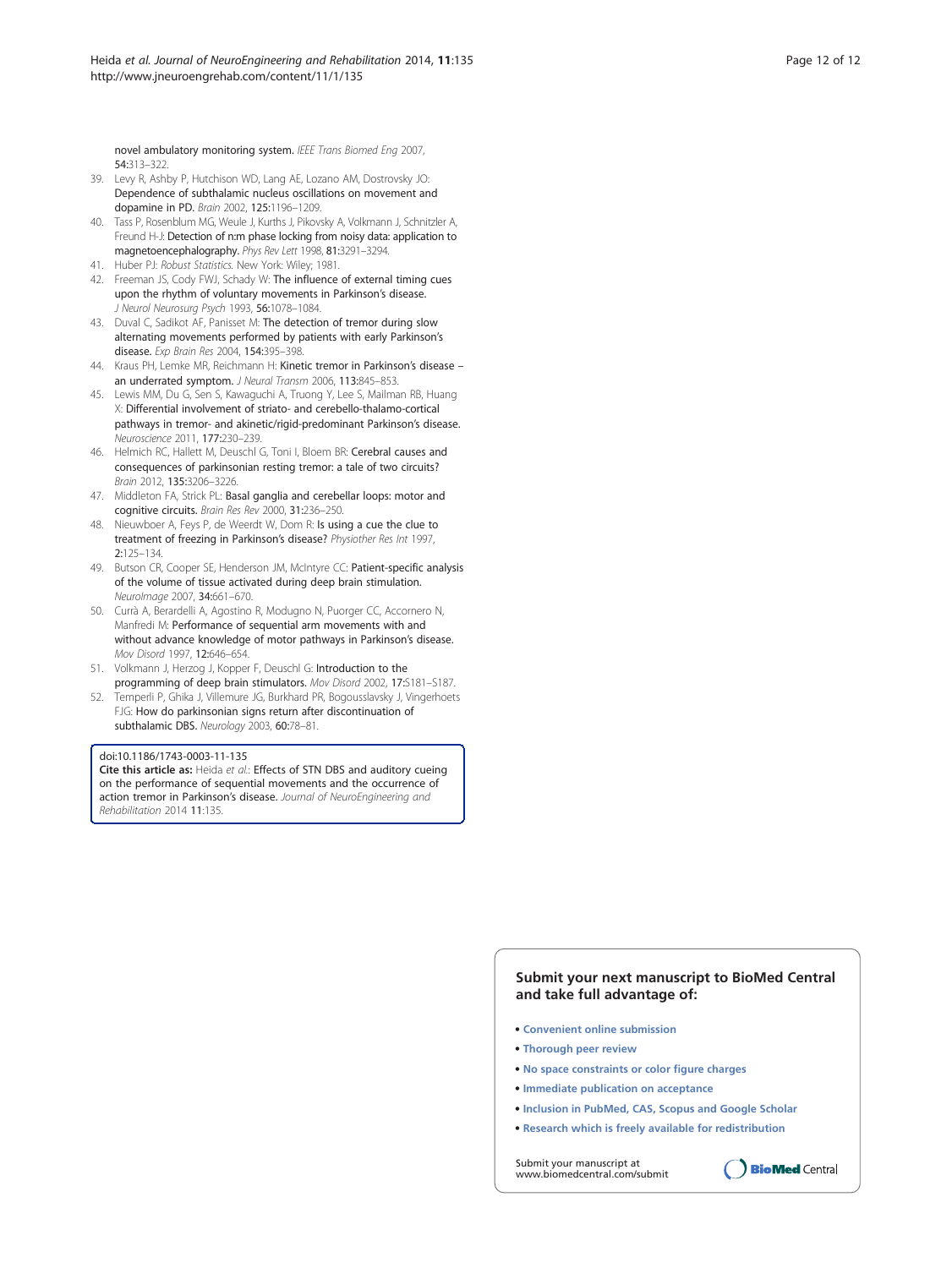novel ambulatory monitoring system. *IEEE Trans Biomed Eng* 2007, **54**:313–322.

39. Levy R, Ashby P, Hutchison WD, Lang AE, Lozano AM, Dostrovsky JO: Dependence of subthalamic nucleus oscillations on movement and dopamine in PD. *Brain* 2002, **125**:1196–1209.
40. Tass P, Rosenblum MG, Weule J, Kurths J, Pikovsky A, Volkmann J, Schnitzler A, Freund H-J: Detection of n:m phase locking from noisy data: application to magnetoencephalography. *Phys Rev Lett* 1998, **81**:3291–3294.
41. Huber PJ: *Robust Statistics.* New York: Wiley; 1981.
42. Freeman JS, Cody FWJ, Schady W: The influence of external timing cues upon the rhythm of voluntary movements in Parkinson's disease. *J Neurol Neurosurg Psych* 1993, **56**:1078–1084.
43. Duval C, Sadikot AF, Panisset M: The detection of tremor during slow alternating movements performed by patients with early Parkinson's disease. *Exp Brain Res* 2004, **154**:395–398.
44. Kraus PH, Lemke MR, Reichmann H: Kinetic tremor in Parkinson's disease – an underrated symptom. *J Neural Transm* 2006, **113**:845–853.
45. Lewis MM, Du G, Sen S, Kawaguchi A, Truong Y, Lee S, Mailman RB, Huang X: Differential involvement of striato- and cerebello-thalamo-cortical pathways in tremor- and akinetic/rigid-predominant Parkinson's disease. *Neuroscience* 2011, **177**:230–239.
46. Helmich RC, Hallett M, Deuschl G, Toni I, Bloem BR: Cerebral causes and consequences of parkinsonian resting tremor: a tale of two circuits? *Brain* 2012, **135**:3206–3226.
47. Middleton FA, Strick PL: Basal ganglia and cerebellar loops: motor and cognitive circuits. *Brain Res Rev* 2000, **31**:236–250.
48. Nieuwboer A, Feys P, de Weerdt W, Dom R: Is using a cue the clue to treatment of freezing in Parkinson's disease? *Physiother Res Int* 1997, **2**:125–134.
49. Butson CR, Cooper SE, Henderson JM, McIntyre CC: Patient-specific analysis of the volume of tissue activated during deep brain stimulation. *NeuroImage* 2007, **34**:661–670.
50. Currà A, Berardelli A, Agostino R, Modugno N, Puorger CC, Accornero N, Manfredi M: Performance of sequential arm movements with and without advance knowledge of motor pathways in Parkinson's disease. *Mov Disord* 1997, **12**:646–654.
51. Volkmann J, Herzog J, Kopper F, Deuschl G: Introduction to the programming of deep brain stimulators. *Mov Disord* 2002, **17**:S181–S187.
52. Temperli P, Ghika J, Villemure JG, Burkhard PR, Bogousslavsky J, Vingerhoets FJG: How do parkinsonian signs return after discontinuation of subthalamic DBS. *Neurology* 2003, **60**:78–81.

doi:10.1186/1743-0003-11-135
**Cite this article as:** Heida *et al.*: Effects of STN DBS and auditory cueing on the performance of sequential movements and the occurrence of action tremor in Parkinson's disease. *Journal of NeuroEngineering and Rehabilitation* 2014 **11**:135.

**Submit your next manuscript to BioMed Central and take full advantage of:**

- **Convenient online submission**
- **Thorough peer review**
- **No space constraints or color figure charges**
- **Immediate publication on acceptance**
- **Inclusion in PubMed, CAS, Scopus and Google Scholar**
- **Research which is freely available for redistribution**

Submit your manuscript at
www.biomedcentral.com/submit

BioMed Central